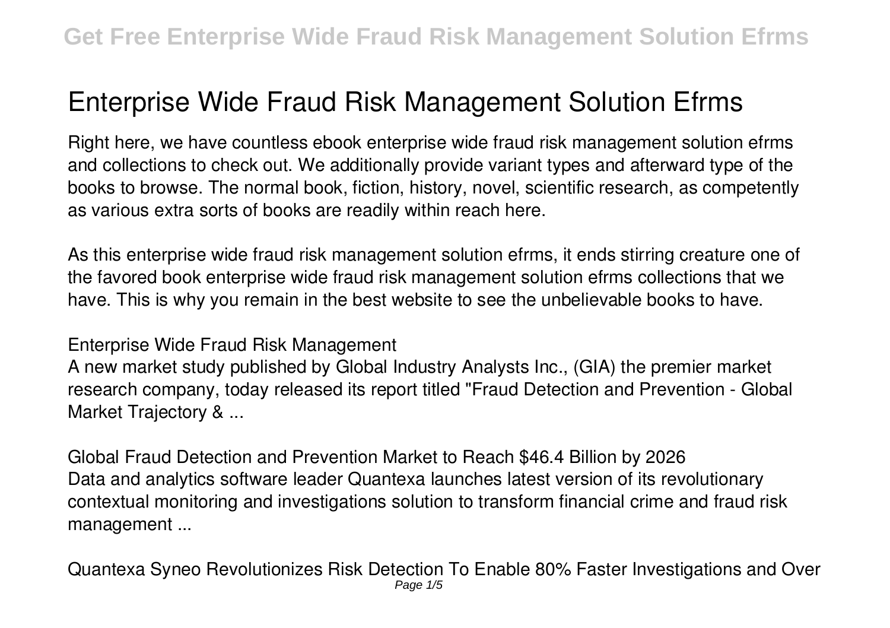# Enterprise Wide Fraud Risk Management Solution Efrms

Right here, we have countless ebook enterprise wide fraud risk management solution efrms and collections to check out. We additionally provide variant types and afterward type of the books to browse. The normal book, fiction, history, novel, scientific research, as competently as various extra sorts of books are readily within reach here.

As this enterprise wide fraud risk management solution efrms, it ends stirring creature one of the favored book enterprise wide fraud risk management solution efrms collections that we have. This is why you remain in the best website to see the unbelievable books to have.

**Enterprise Wide Fraud Risk Management**

A new market study published by Global Industry Analysts Inc., (GIA) the premier market research company, today released its report titled "Fraud Detection and Prevention - Global Market Trajectory & ...

**Global Fraud Detection and Prevention Market to Reach $46.4 Billion by 2026**

Data and analytics software leader Quantexa launches latest version of its revolutionary contextual monitoring and investigations solution to transform financial crime and fraud risk management ...

**Quantexa Syneo Revolutionizes Risk Detection To Enable 80% Faster Investigations and Over**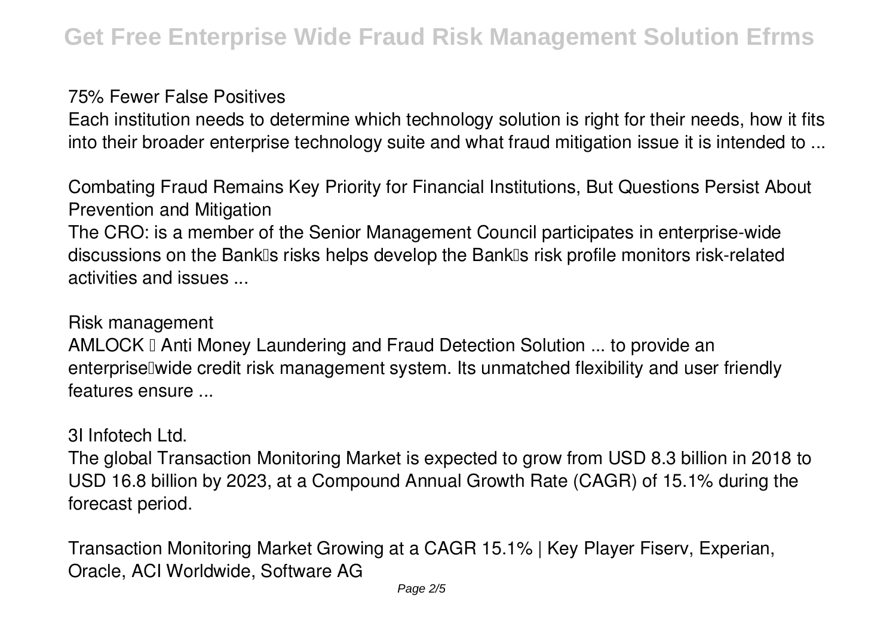75% Fewer False Positives

Each institution needs to determine which technology solution is right for their needs, how it fits into their broader enterprise technology suite and what fraud mitigation issue it is intended to ...

Combating Fraud Remains Key Priority for Financial Institutions, But Questions Persist About Prevention and Mitigation

The CRO: is a member of the Senior Management Council participates in enterprise-wide discussions on the Bank's risks helps develop the Bank's risk profile monitors risk-related activities and issues ...

Risk management

AMLOCK – Anti Money Laundering and Fraud Detection Solution ... to provide an enterprise–wide credit risk management system. Its unmatched flexibility and user friendly features ensure ...

3I Infotech Ltd.

The global Transaction Monitoring Market is expected to grow from USD 8.3 billion in 2018 to USD 16.8 billion by 2023, at a Compound Annual Growth Rate (CAGR) of 15.1% during the forecast period.

Transaction Monitoring Market Growing at a CAGR 15.1% | Key Player Fiserv, Experian, Oracle, ACI Worldwide, Software AG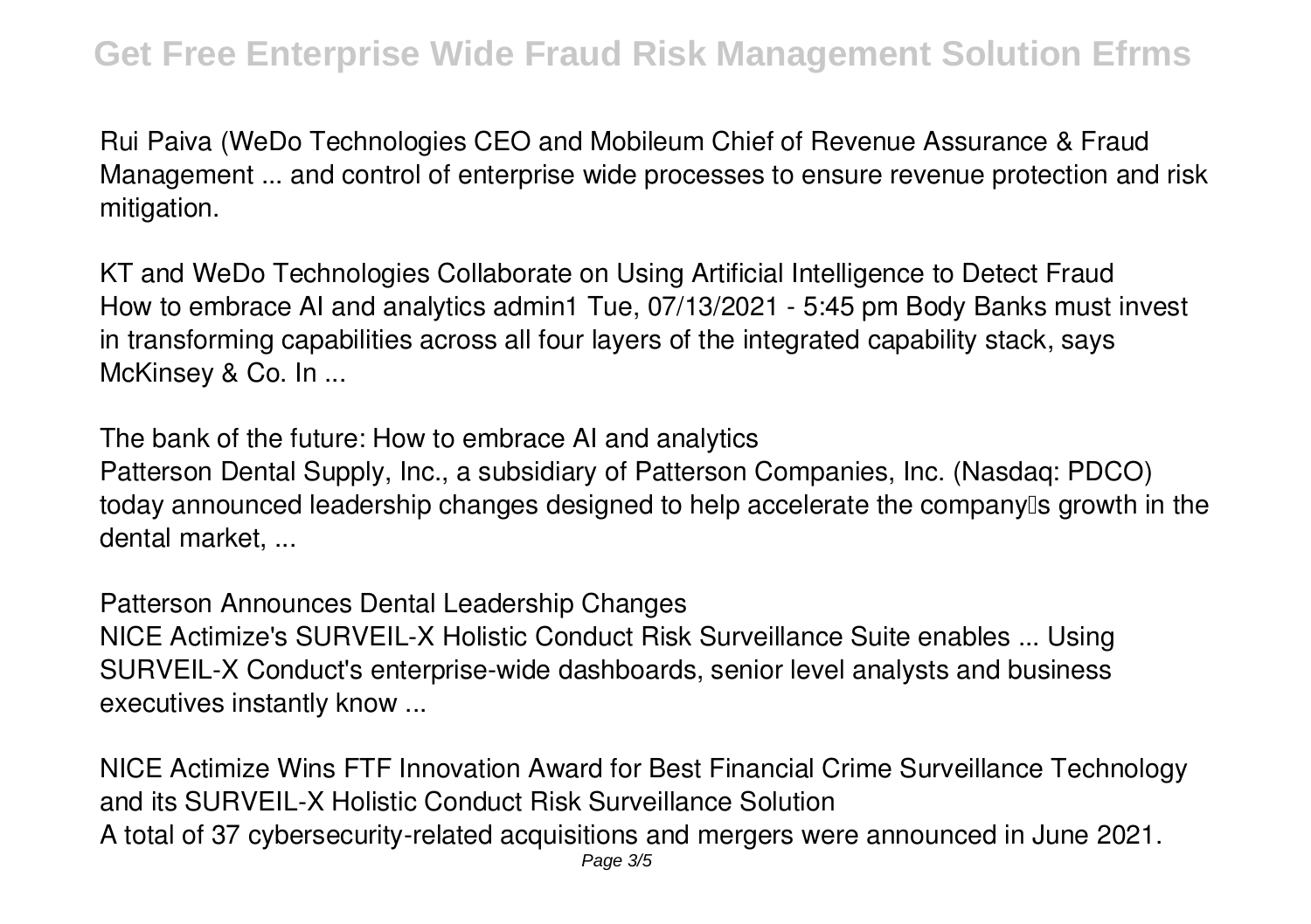Rui Paiva (WeDo Technologies CEO and Mobileum Chief of Revenue Assurance & Fraud Management ... and control of enterprise wide processes to ensure revenue protection and risk mitigation.

*KT and WeDo Technologies Collaborate on Using Artificial Intelligence to Detect Fraud*

How to embrace AI and analytics admin1 Tue, 07/13/2021 - 5:45 pm Body Banks must invest in transforming capabilities across all four layers of the integrated capability stack, says McKinsey & Co. In ...

*The bank of the future: How to embrace AI and analytics*

Patterson Dental Supply, Inc., a subsidiary of Patterson Companies, Inc. (Nasdaq: PDCO) today announced leadership changes designed to help accelerate the company's growth in the dental market, ...

*Patterson Announces Dental Leadership Changes*

NICE Actimize's SURVEIL-X Holistic Conduct Risk Surveillance Suite enables ... Using SURVEIL-X Conduct's enterprise-wide dashboards, senior level analysts and business executives instantly know ...

*NICE Actimize Wins FTF Innovation Award for Best Financial Crime Surveillance Technology and its SURVEIL-X Holistic Conduct Risk Surveillance Solution*

A total of 37 cybersecurity-related acquisitions and mergers were announced in June 2021.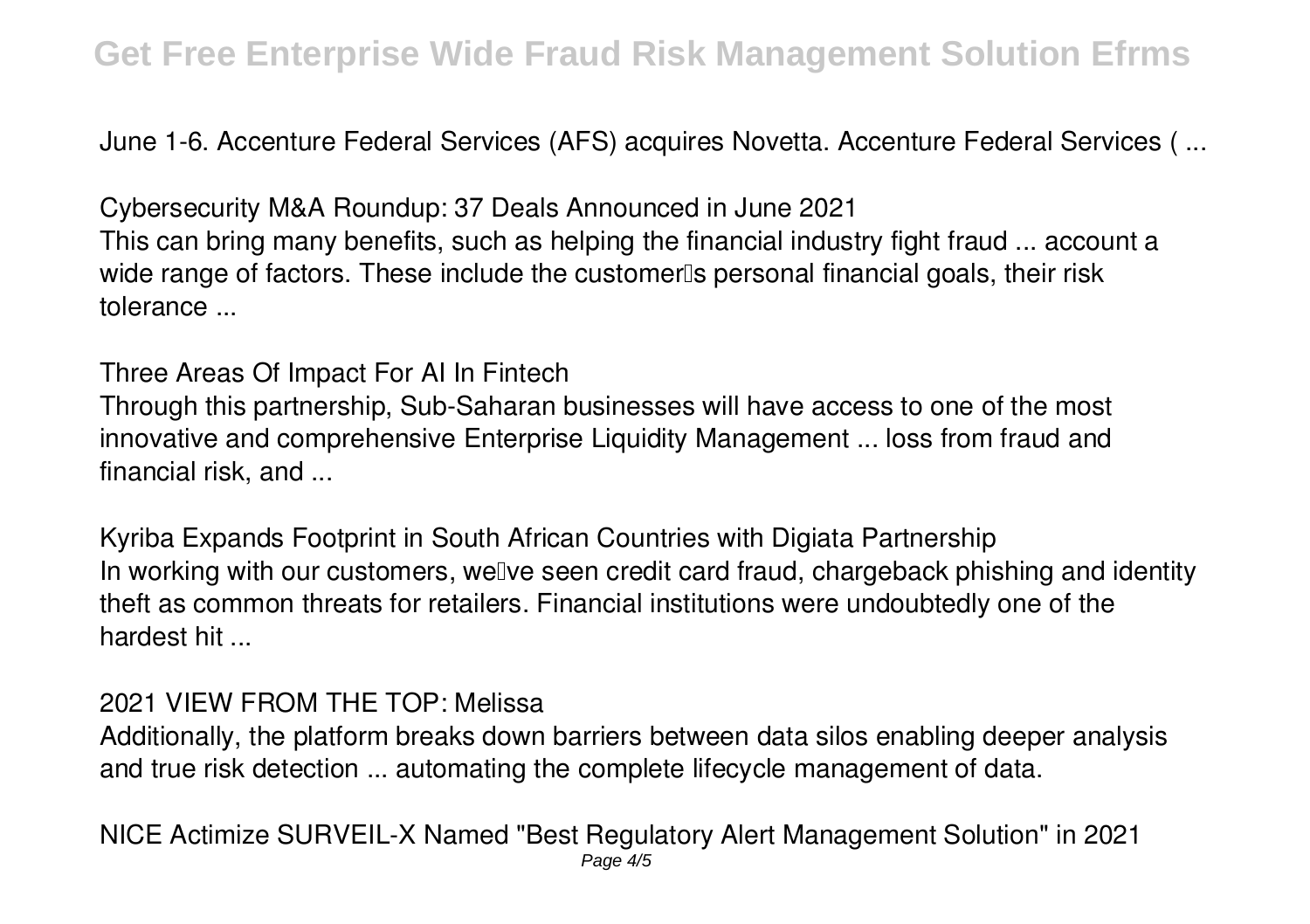June 1-6. Accenture Federal Services (AFS) acquires Novetta. Accenture Federal Services ( ...

**Cybersecurity M&A Roundup: 37 Deals Announced in June 2021**

This can bring many benefits, such as helping the financial industry fight fraud ... account a wide range of factors. These include the customer's personal financial goals, their risk tolerance ...

**Three Areas Of Impact For AI In Fintech**

Through this partnership, Sub-Saharan businesses will have access to one of the most innovative and comprehensive Enterprise Liquidity Management ... loss from fraud and financial risk, and ...

**Kyriba Expands Footprint in South African Countries with Digiata Partnership**

In working with our customers, we've seen credit card fraud, chargeback phishing and identity theft as common threats for retailers. Financial institutions were undoubtedly one of the hardest hit ...

**2021 VIEW FROM THE TOP: Melissa**

Additionally, the platform breaks down barriers between data silos enabling deeper analysis and true risk detection ... automating the complete lifecycle management of data.

**NICE Actimize SURVEIL-X Named "Best Regulatory Alert Management Solution" in 2021**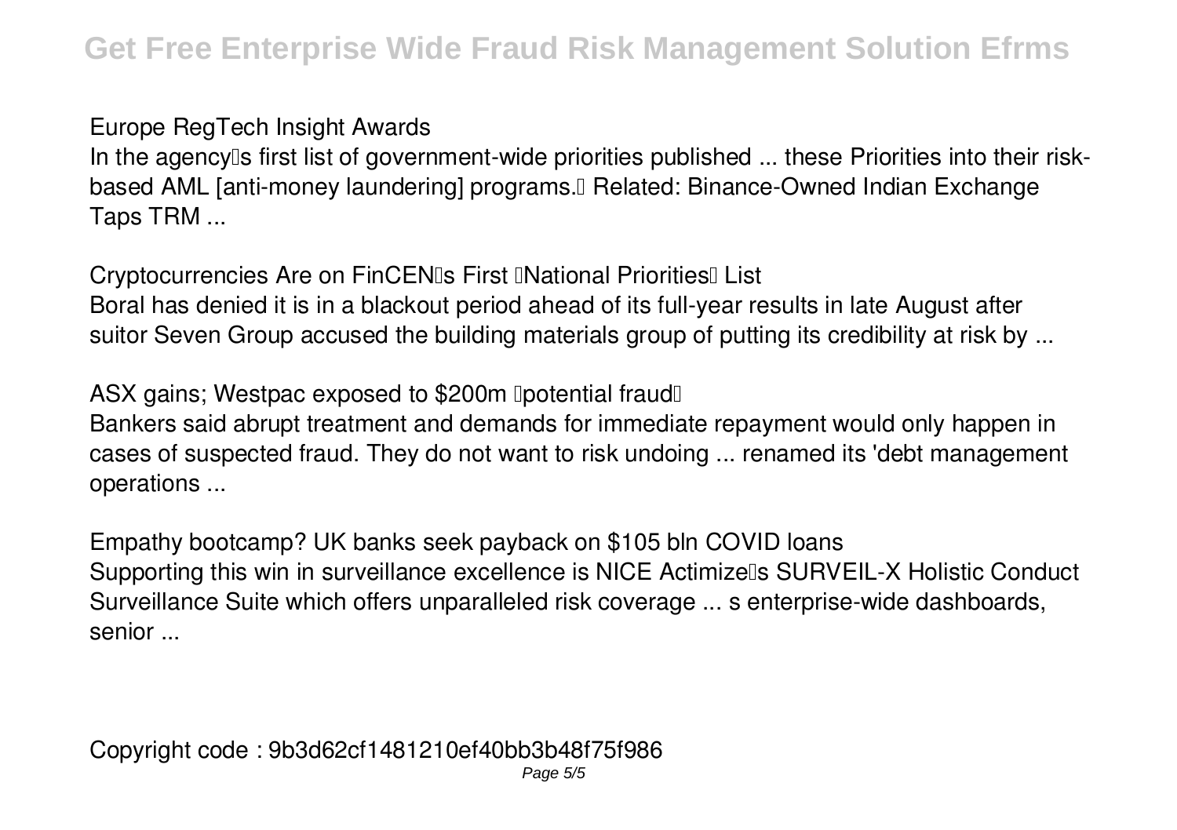Europe RegTech Insight Awards

In the agency's first list of government-wide priorities published ... these Priorities into their risk-based AML [anti-money laundering] programs." Related: Binance-Owned Indian Exchange Taps TRM ...

Cryptocurrencies Are on FinCEN's First "National Priorities" List

Boral has denied it is in a blackout period ahead of its full-year results in late August after suitor Seven Group accused the building materials group of putting its credibility at risk by ...

ASX gains; Westpac exposed to $200m 'potential fraud'

Bankers said abrupt treatment and demands for immediate repayment would only happen in cases of suspected fraud. They do not want to risk undoing ... renamed its 'debt management operations ...

Empathy bootcamp? UK banks seek payback on $105 bln COVID loans

Supporting this win in surveillance excellence is NICE Actimize's SURVEIL-X Holistic Conduct Surveillance Suite which offers unparalleled risk coverage ... s enterprise-wide dashboards, senior ...

Copyright code : 9b3d62cf1481210ef40bb3b48f75f986